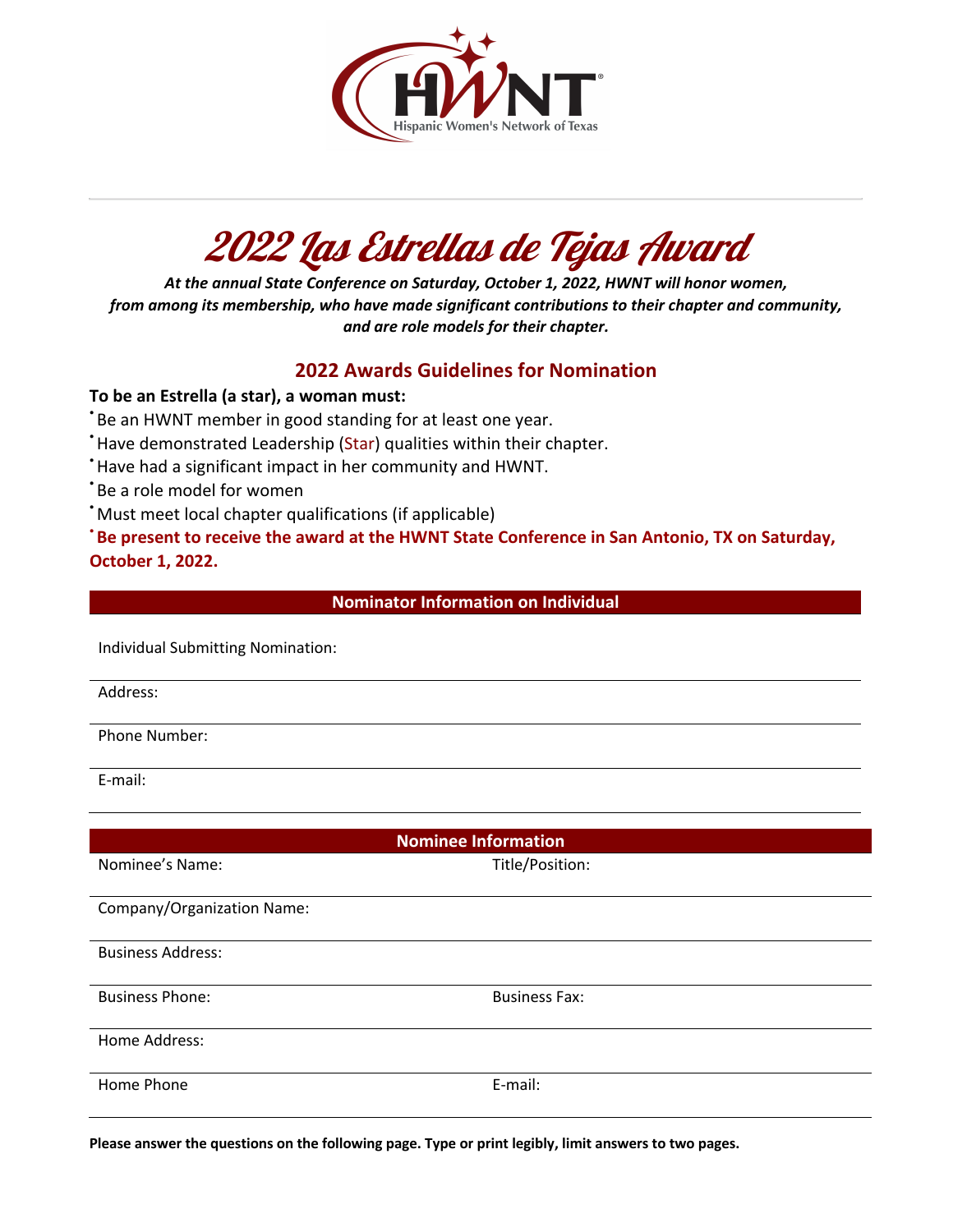# 2022 Las Estrellas de Tejas Award

***At the annual State Conference on Saturday, October 1, 2022, HWNT will honor women, from among its membership, who have made significant contributions to their chapter and community, and are role models for their chapter.***

## 2022 Awards Guidelines for Nomination

**To be an Estrella (a star), a woman must:**

- Be an HWNT member in good standing for at least one year.
- Have demonstrated Leadership (Star) qualities within their chapter.
- Have had a significant impact in her community and HWNT.
- Be a role model for women
- Must meet local chapter qualifications (if applicable)
- **Be present to receive the award at the HWNT State Conference in San Antonio, TX on Saturday, October 1, 2022.**

### Nominator Information on Individual

Individual Submitting Nomination:

Address:

Phone Number:

E-mail:

### Nominee Information

Nominee's Name: Title/Position:

Company/Organization Name:

Business Address:

Business Phone: Business Fax:

Home Address:

Home Phone E-mail:

**Please answer the questions on the following page. Type or print legibly, limit answers to two pages.**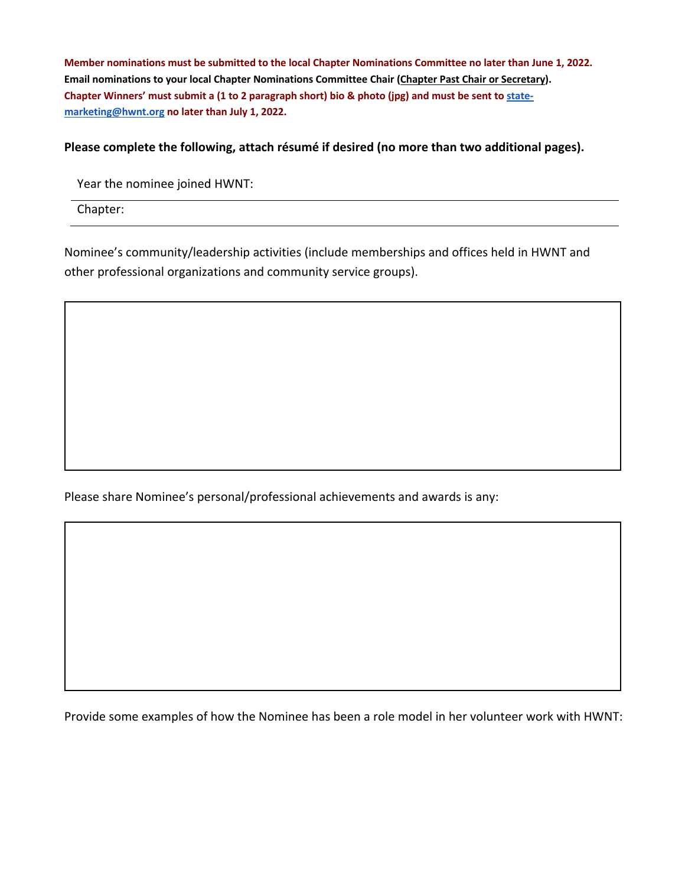**Member nominations must be submitted to the local Chapter Nominations Committee no later than June 1, 2022.**
**Email nominations to your local Chapter Nominations Committee Chair (<u>Chapter Past Chair or Secretary</u>).**
**Chapter Winners' must submit a (1 to 2 paragraph short) bio & photo (jpg) and must be sent to [state-marketing@hwnt.org](mailto:state-marketing@hwnt.org) no later than July 1, 2022.**

**Please complete the following, attach résumé if desired (no more than two additional pages).**

Year the nominee joined HWNT:

Chapter:

Nominee's community/leadership activities (include memberships and offices held in HWNT and other professional organizations and community service groups).

Please share Nominee's personal/professional achievements and awards is any:

Provide some examples of how the Nominee has been a role model in her volunteer work with HWNT: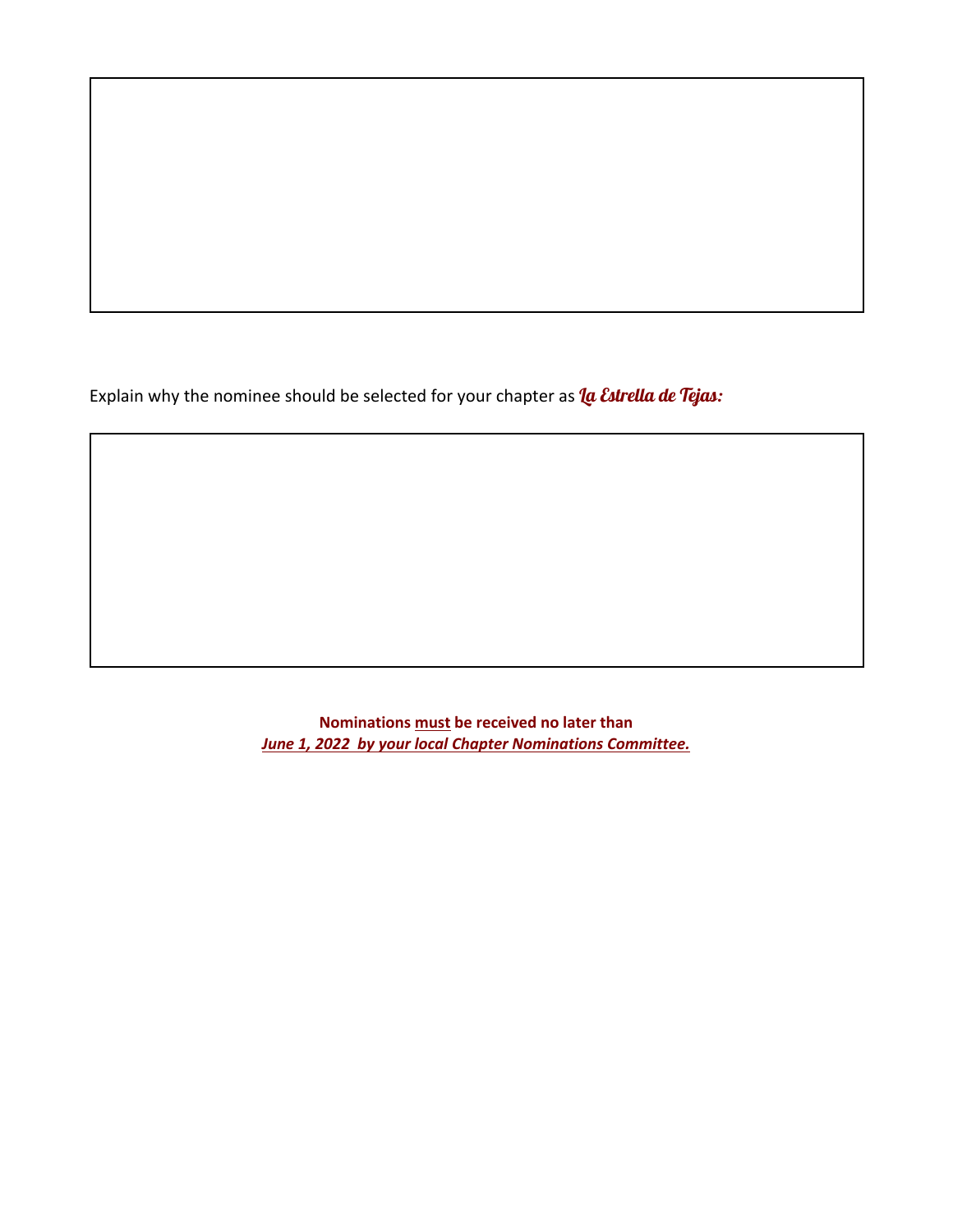Explain why the nominee should be selected for your chapter as ***La Estrella de Tejas:***

**Nominations must be received no later than**
***June 1, 2022 by your local Chapter Nominations Committee.***